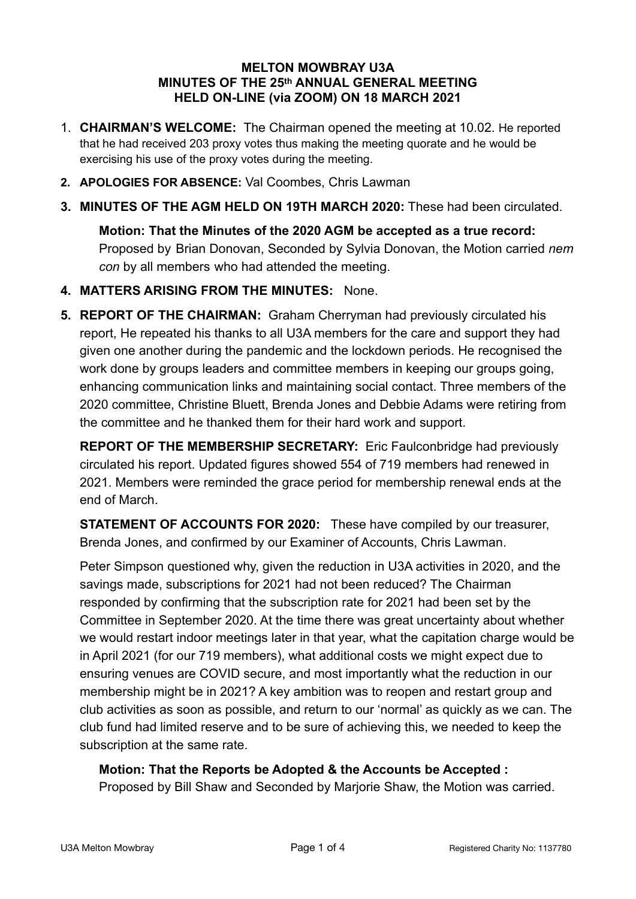**MELTON MOWBRAY U3A**
**MINUTES OF THE 25th ANNUAL GENERAL MEETING**
**HELD ON-LINE (via ZOOM) ON 18 MARCH 2021**

1. **CHAIRMAN'S WELCOME:** The Chairman opened the meeting at 10.02. He reported that he had received 203 proxy votes thus making the meeting quorate and he would be exercising his use of the proxy votes during the meeting.

2. **APOLOGIES FOR ABSENCE:** Val Coombes, Chris Lawman

3. **MINUTES OF THE AGM HELD ON 19TH MARCH 2020:** These had been circulated.

   **Motion: That the Minutes of the 2020 AGM be accepted as a true record:** Proposed by Brian Donovan, Seconded by Sylvia Donovan, the Motion carried *nem con* by all members who had attended the meeting.

4. **MATTERS ARISING FROM THE MINUTES:** None.

5. **REPORT OF THE CHAIRMAN:** Graham Cherryman had previously circulated his report, He repeated his thanks to all U3A members for the care and support they had given one another during the pandemic and the lockdown periods. He recognised the work done by groups leaders and committee members in keeping our groups going, enhancing communication links and maintaining social contact. Three members of the 2020 committee, Christine Bluett, Brenda Jones and Debbie Adams were retiring from the committee and he thanked them for their hard work and support.

   **REPORT OF THE MEMBERSHIP SECRETARY:** Eric Faulconbridge had previously circulated his report. Updated figures showed 554 of 719 members had renewed in 2021. Members were reminded the grace period for membership renewal ends at the end of March.

   **STATEMENT OF ACCOUNTS FOR 2020:** These have compiled by our treasurer, Brenda Jones, and confirmed by our Examiner of Accounts, Chris Lawman.

   Peter Simpson questioned why, given the reduction in U3A activities in 2020, and the savings made, subscriptions for 2021 had not been reduced? The Chairman responded by confirming that the subscription rate for 2021 had been set by the Committee in September 2020. At the time there was great uncertainty about whether we would restart indoor meetings later in that year, what the capitation charge would be in April 2021 (for our 719 members), what additional costs we might expect due to ensuring venues are COVID secure, and most importantly what the reduction in our membership might be in 2021? A key ambition was to reopen and restart group and club activities as soon as possible, and return to our 'normal' as quickly as we can. The club fund had limited reserve and to be sure of achieving this, we needed to keep the subscription at the same rate.

   **Motion: That the Reports be Adopted & the Accounts be Accepted :** Proposed by Bill Shaw and Seconded by Marjorie Shaw, the Motion was carried.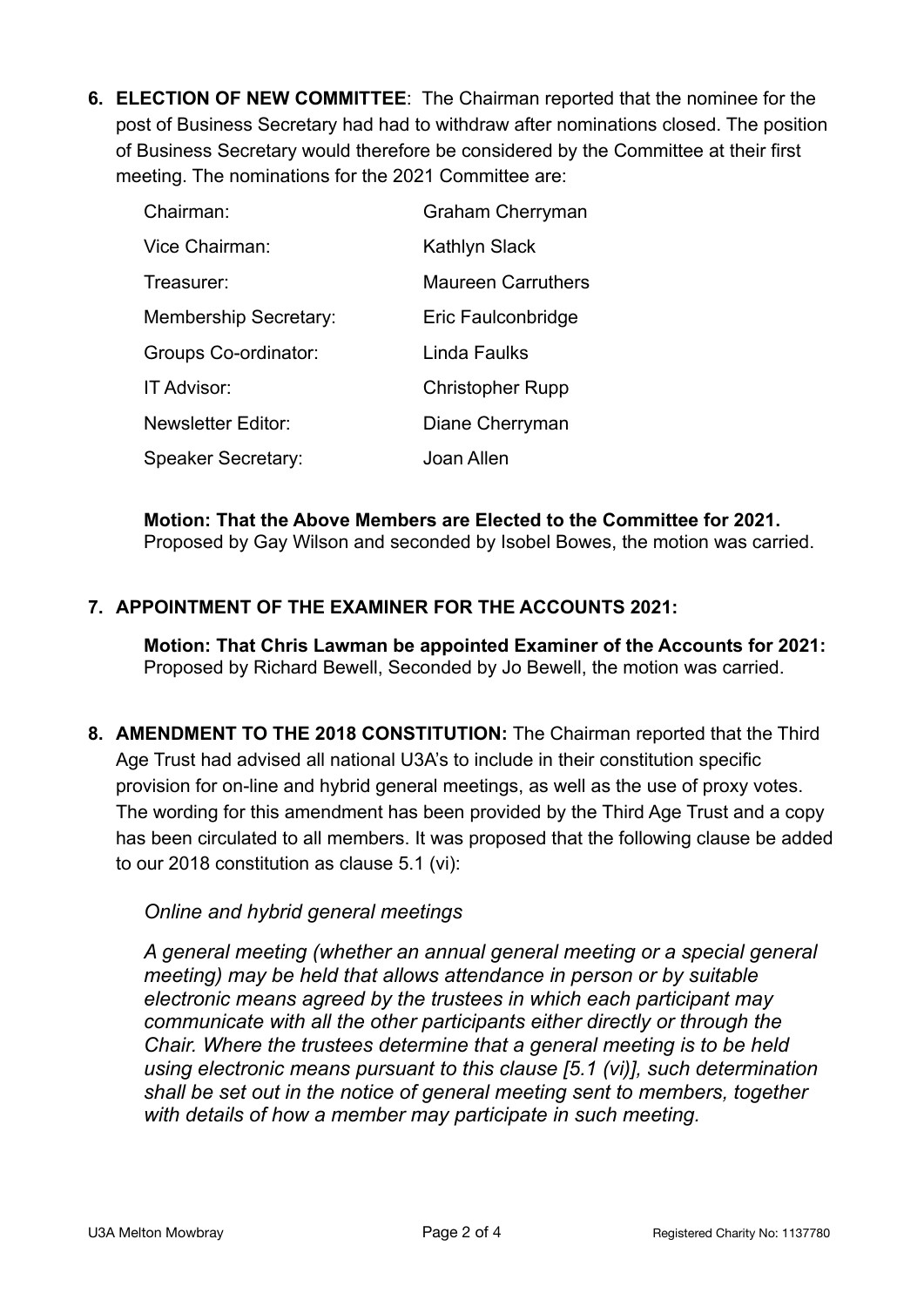6. **ELECTION OF NEW COMMITTEE**: The Chairman reported that the nominee for the post of Business Secretary had had to withdraw after nominations closed. The position of Business Secretary would therefore be considered by the Committee at their first meeting. The nominations for the 2021 Committee are:

| | |
|---|---|
| Chairman: | Graham Cherryman |
| Vice Chairman: | Kathlyn Slack |
| Treasurer: | Maureen Carruthers |
| Membership Secretary: | Eric Faulconbridge |
| Groups Co-ordinator: | Linda Faulks |
| IT Advisor: | Christopher Rupp |
| Newsletter Editor: | Diane Cherryman |
| Speaker Secretary: | Joan Allen |

**Motion: That the Above Members are Elected to the Committee for 2021.**
Proposed by Gay Wilson and seconded by Isobel Bowes, the motion was carried.

7. **APPOINTMENT OF THE EXAMINER FOR THE ACCOUNTS 2021:**

**Motion: That Chris Lawman be appointed Examiner of the Accounts for 2021:**
Proposed by Richard Bewell, Seconded by Jo Bewell, the motion was carried.

8. **AMENDMENT TO THE 2018 CONSTITUTION:** The Chairman reported that the Third Age Trust had advised all national U3A's to include in their constitution specific provision for on-line and hybrid general meetings, as well as the use of proxy votes. The wording for this amendment has been provided by the Third Age Trust and a copy has been circulated to all members. It was proposed that the following clause be added to our 2018 constitution as clause 5.1 (vi):

*Online and hybrid general meetings*

*A general meeting (whether an annual general meeting or a special general meeting) may be held that allows attendance in person or by suitable electronic means agreed by the trustees in which each participant may communicate with all the other participants either directly or through the Chair. Where the trustees determine that a general meeting is to be held using electronic means pursuant to this clause [5.1 (vi)], such determination shall be set out in the notice of general meeting sent to members, together with details of how a member may participate in such meeting.*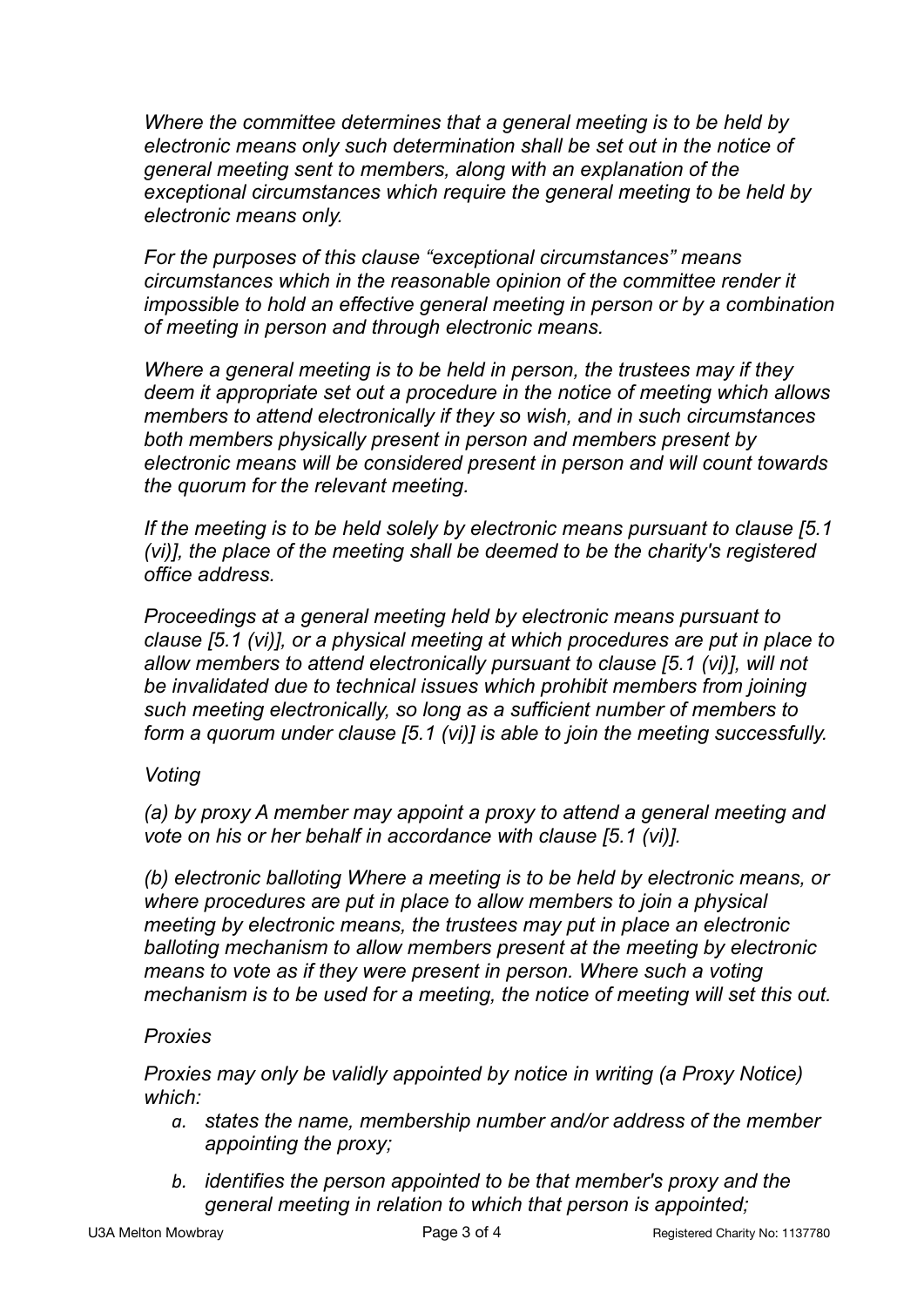*Where the committee determines that a general meeting is to be held by electronic means only such determination shall be set out in the notice of general meeting sent to members, along with an explanation of the exceptional circumstances which require the general meeting to be held by electronic means only.*

*For the purposes of this clause "exceptional circumstances" means circumstances which in the reasonable opinion of the committee render it impossible to hold an effective general meeting in person or by a combination of meeting in person and through electronic means.*

*Where a general meeting is to be held in person, the trustees may if they deem it appropriate set out a procedure in the notice of meeting which allows members to attend electronically if they so wish, and in such circumstances both members physically present in person and members present by electronic means will be considered present in person and will count towards the quorum for the relevant meeting.*

*If the meeting is to be held solely by electronic means pursuant to clause [5.1 (vi)], the place of the meeting shall be deemed to be the charity's registered office address.*

*Proceedings at a general meeting held by electronic means pursuant to clause [5.1 (vi)], or a physical meeting at which procedures are put in place to allow members to attend electronically pursuant to clause [5.1 (vi)], will not be invalidated due to technical issues which prohibit members from joining such meeting electronically, so long as a sufficient number of members to form a quorum under clause [5.1 (vi)] is able to join the meeting successfully.*

*Voting*

*(a) by proxy A member may appoint a proxy to attend a general meeting and vote on his or her behalf in accordance with clause [5.1 (vi)].*

*(b) electronic balloting Where a meeting is to be held by electronic means, or where procedures are put in place to allow members to join a physical meeting by electronic means, the trustees may put in place an electronic balloting mechanism to allow members present at the meeting by electronic means to vote as if they were present in person. Where such a voting mechanism is to be used for a meeting, the notice of meeting will set this out.*

*Proxies*

*Proxies may only be validly appointed by notice in writing (a Proxy Notice) which:*

- *a. states the name, membership number and/or address of the member appointing the proxy;*
- *b. identifies the person appointed to be that member's proxy and the general meeting in relation to which that person is appointed;*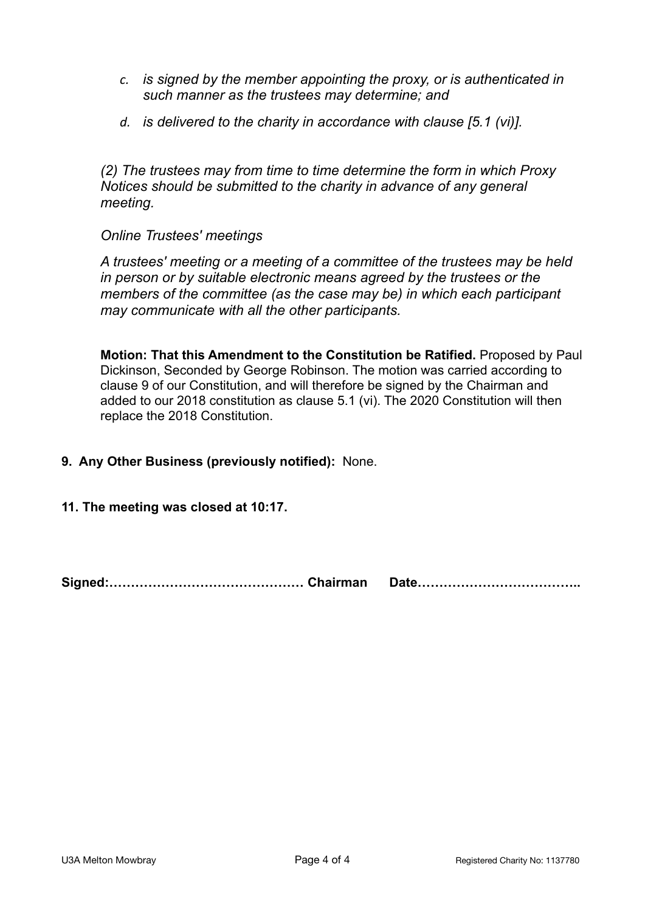*c. is signed by the member appointing the proxy, or is authenticated in such manner as the trustees may determine; and*

*d. is delivered to the charity in accordance with clause [5.1 (vi)].*

*(2) The trustees may from time to time determine the form in which Proxy Notices should be submitted to the charity in advance of any general meeting.*

*Online Trustees' meetings*

*A trustees' meeting or a meeting of a committee of the trustees may be held in person or by suitable electronic means agreed by the trustees or the members of the committee (as the case may be) in which each participant may communicate with all the other participants.*

**Motion: That this Amendment to the Constitution be Ratified.** Proposed by Paul Dickinson, Seconded by George Robinson. The motion was carried according to clause 9 of our Constitution, and will therefore be signed by the Chairman and added to our 2018 constitution as clause 5.1 (vi). The 2020 Constitution will then replace the 2018 Constitution.

**9. Any Other Business (previously notified):** None.

**11. The meeting was closed at 10:17.**

**Signed:……………………………………… Chairman Date……………………………..**